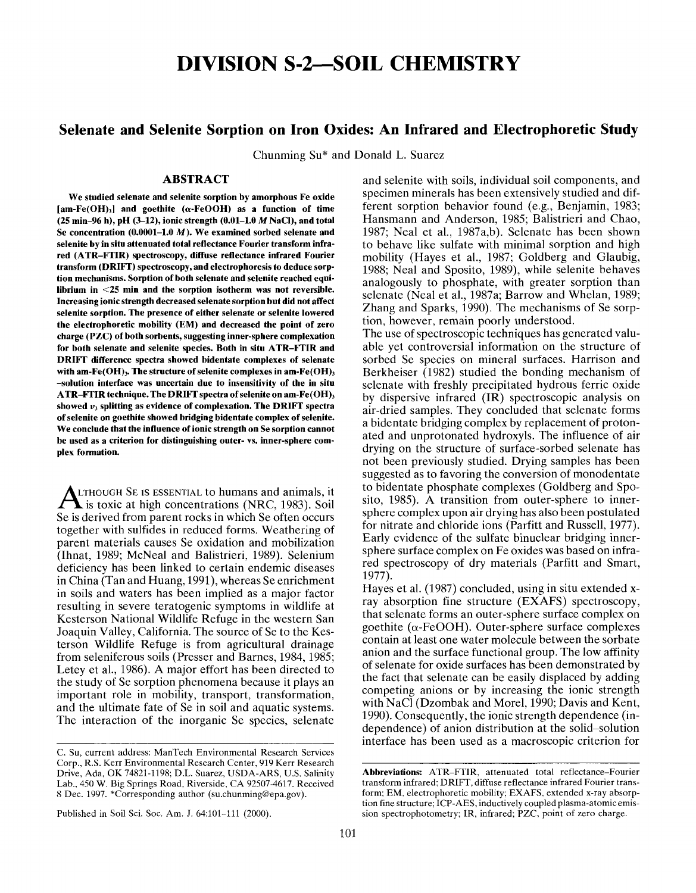# DIVISION S-2—SOIL CHEMISTRY

## Selenate and Selenite Sorption on Iron Oxides: An Infrared and Electrophoretic Study

Chunming Su* and Donald L. Suarez

### ABSTRACT

**We studied selenate and selenite sorption by amorphous Fe oxide [am-$Fe(OH)_3$] and goethite ($\alpha$-FeOOH) as a function of time (25 min–96 h), pH (3–12), ionic strength (0.01–1.0 *M* NaCl), and total Se concentration (0.0001–1.0 *M*). We examined sorbed selenate and selenite by in situ attenuated total reflectance Fourier transform infrared (ATR–FTIR) spectroscopy, diffuse reflectance infrared Fourier transform (DRIFT) spectroscopy, and electrophoresis to deduce sorption mechanisms. Sorption of both selenate and selenite reached equilibrium in <25 min and the sorption isotherm was not reversible. Increasing ionic strength decreased selenate sorption but did not affect selenite sorption. The presence of either selenate or selenite lowered the electrophoretic mobility (EM) and decreased the point of zero charge (PZC) of both sorbents, suggesting inner-sphere complexation for both selenate and selenite species. Both in situ ATR–FTIR and DRIFT difference spectra showed bidentate complexes of selenate with am-$Fe(OH)_3$. The structure of selenite complexes in am-$Fe(OH)_3$–solution interface was uncertain due to insensitivity of the in situ ATR–FTIR technique. The DRIFT spectra of selenite on am-$Fe(OH)_3$ showed $\nu_3$ splitting as evidence of complexation. The DRIFT spectra of selenite on goethite showed bridging bidentate complex of selenite. We conclude that the influence of ionic strength on Se sorption cannot be used as a criterion for distinguishing outer- vs. inner-sphere complex formation.**

Although Se is essential to humans and animals, it is toxic at high concentrations (NRC, 1983). Soil Se is derived from parent rocks in which Se often occurs together with sulfides in reduced forms. Weathering of parent materials causes Se oxidation and mobilization (Ihnat, 1989; McNeal and Balistrieri, 1989). Selenium deficiency has been linked to certain endemic diseases in China (Tan and Huang, 1991), whereas Se enrichment in soils and waters has been implied as a major factor resulting in severe teratogenic symptoms in wildlife at Kesterson National Wildlife Refuge in the western San Joaquin Valley, California. The source of Se to the Kesterson Wildlife Refuge is from agricultural drainage from seleniferous soils (Presser and Barnes, 1984, 1985; Letey et al., 1986). A major effort has been directed to the study of Se sorption phenomena because it plays an important role in mobility, transport, transformation, and the ultimate fate of Se in soil and aquatic systems. The interaction of the inorganic Se species, selenate and selenite with soils, individual soil components, and specimen minerals has been extensively studied and different sorption behavior found (e.g., Benjamin, 1983; Hansmann and Anderson, 1985; Balistrieri and Chao, 1987; Neal et al., 1987a,b). Selenate has been shown to behave like sulfate with minimal sorption and high mobility (Hayes et al., 1987; Goldberg and Glaubig, 1988; Neal and Sposito, 1989), while selenite behaves analogously to phosphate, with greater sorption than selenate (Neal et al., 1987a; Barrow and Whelan, 1989; Zhang and Sparks, 1990). The mechanisms of Se sorption, however, remain poorly understood.

The use of spectroscopic techniques has generated valuable yet controversial information on the structure of sorbed Se species on mineral surfaces. Harrison and Berkheiser (1982) studied the bonding mechanism of selenate with freshly precipitated hydrous ferric oxide by dispersive infrared (IR) spectroscopic analysis on air-dried samples. They concluded that selenate forms a bidentate bridging complex by replacement of protonated and unprotonated hydroxyls. The influence of air drying on the structure of surface-sorbed selenate has not been previously studied. Drying samples has been suggested as to favoring the conversion of monodentate to bidentate phosphate complexes (Goldberg and Sposito, 1985). A transition from outer-sphere to inner-sphere complex upon air drying has also been postulated for nitrate and chloride ions (Parfitt and Russell, 1977). Early evidence of the sulfate binuclear bridging inner-sphere surface complex on Fe oxides was based on infrared spectroscopy of dry materials (Parfitt and Smart, 1977).

Hayes et al. (1987) concluded, using in situ extended x-ray absorption fine structure (EXAFS) spectroscopy, that selenate forms an outer-sphere surface complex on goethite ($\alpha$-FeOOH). Outer-sphere surface complexes contain at least one water molecule between the sorbate anion and the surface functional group. The low affinity of selenate for oxide surfaces has been demonstrated by the fact that selenate can be easily displaced by adding competing anions or by increasing the ionic strength with NaCl (Dzombak and Morel, 1990; Davis and Kent, 1990). Consequently, the ionic strength dependence (independence) of anion distribution at the solid–solution interface has been used as a macroscopic criterion for

C. Su, current address: ManTech Environmental Research Services Corp., R.S. Kerr Environmental Research Center, 919 Kerr Research Drive, Ada, OK 74821-1198; D.L. Suarez, USDA-ARS, U.S. Salinity Lab., 450 W. Big Springs Road, Riverside, CA 92507-4617. Received 8 Dec. 1997. *Corresponding author (su.chunming@epa.gov).

Published in Soil Sci. Soc. Am. J. 64:101–111 (2000).

**Abbreviations:** ATR–FTIR, attenuated total reflectance–Fourier transform infrared; DRIFT, diffuse reflectance infrared Fourier transform; EM, electrophoretic mobility; EXAFS, extended x-ray absorption fine structure; ICP-AES, inductively coupled plasma-atomic emission spectrophotometry; IR, infrared; PZC, point of zero charge.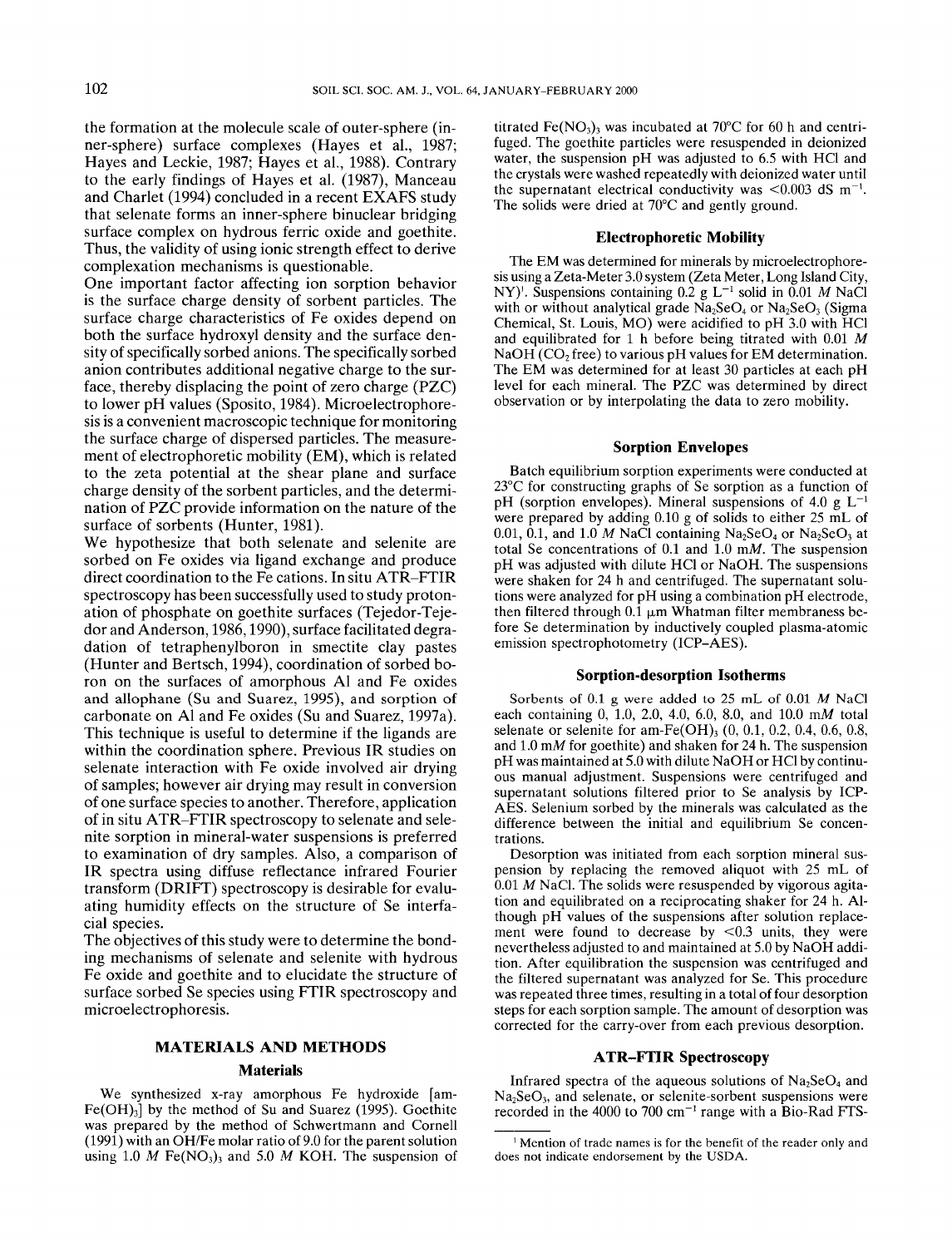the formation at the molecule scale of outer-sphere (inner-sphere) surface complexes (Hayes et al., 1987; Hayes and Leckie, 1987; Hayes et al., 1988). Contrary to the early findings of Hayes et al. (1987), Manceau and Charlet (1994) concluded in a recent EXAFS study that selenate forms an inner-sphere binuclear bridging surface complex on hydrous ferric oxide and goethite. Thus, the validity of using ionic strength effect to derive complexation mechanisms is questionable.

One important factor affecting ion sorption behavior is the surface charge density of sorbent particles. The surface charge characteristics of Fe oxides depend on both the surface hydroxyl density and the surface density of specifically sorbed anions. The specifically sorbed anion contributes additional negative charge to the surface, thereby displacing the point of zero charge (PZC) to lower pH values (Sposito, 1984). Microelectrophoresis is a convenient macroscopic technique for monitoring the surface charge of dispersed particles. The measurement of electrophoretic mobility (EM), which is related to the zeta potential at the shear plane and surface charge density of the sorbent particles, and the determination of PZC provide information on the nature of the surface of sorbents (Hunter, 1981).

We hypothesize that both selenate and selenite are sorbed on Fe oxides via ligand exchange and produce direct coordination to the Fe cations. In situ ATR–FTIR spectroscopy has been successfully used to study protonation of phosphate on goethite surfaces (Tejedor-Tejedor and Anderson, 1986, 1990), surface facilitated degradation of tetraphenylboron in smectite clay pastes (Hunter and Bertsch, 1994), coordination of sorbed boron on the surfaces of amorphous Al and Fe oxides and allophane (Su and Suarez, 1995), and sorption of carbonate on Al and Fe oxides (Su and Suarez, 1997a). This technique is useful to determine if the ligands are within the coordination sphere. Previous IR studies on selenate interaction with Fe oxide involved air drying of samples; however air drying may result in conversion of one surface species to another. Therefore, application of in situ ATR–FTIR spectroscopy to selenate and selenite sorption in mineral-water suspensions is preferred to examination of dry samples. Also, a comparison of IR spectra using diffuse reflectance infrared Fourier transform (DRIFT) spectroscopy is desirable for evaluating humidity effects on the structure of Se interfacial species.

The objectives of this study were to determine the bonding mechanisms of selenate and selenite with hydrous Fe oxide and goethite and to elucidate the structure of surface sorbed Se species using FTIR spectroscopy and microelectrophoresis.

## MATERIALS AND METHODS

### Materials

We synthesized x-ray amorphous Fe hydroxide [am-$Fe(OH)_3$] by the method of Su and Suarez (1995). Goethite was prepared by the method of Schwertmann and Cornell (1991) with an OH/Fe molar ratio of 9.0 for the parent solution using 1.0 *M* $Fe(NO_3)_3$ and 5.0 *M* KOH. The suspension of titrated $Fe(NO_3)_3$ was incubated at 70°C for 60 h and centrifuged. The goethite particles were resuspended in deionized water, the suspension pH was adjusted to 6.5 with HCl and the crystals were washed repeatedly with deionized water until the supernatant electrical conductivity was <0.003 dS $m^{-1}$. The solids were dried at 70°C and gently ground.

### Electrophoretic Mobility

The EM was determined for minerals by microelectrophoresis using a Zeta-Meter 3.0 system (Zeta Meter, Long Island City, NY)[1]. Suspensions containing 0.2 g $L^{-1}$ solid in 0.01 *M* NaCl with or without analytical grade $Na_2SeO_4$ or $Na_2SeO_3$ (Sigma Chemical, St. Louis, MO) were acidified to pH 3.0 with HCl and equilibrated for 1 h before being titrated with 0.01 *M* NaOH ($CO_2$ free) to various pH values for EM determination. The EM was determined for at least 30 particles at each pH level for each mineral. The PZC was determined by direct observation or by interpolating the data to zero mobility.

### Sorption Envelopes

Batch equilibrium sorption experiments were conducted at 23°C for constructing graphs of Se sorption as a function of pH (sorption envelopes). Mineral suspensions of 4.0 g $L^{-1}$ were prepared by adding 0.10 g of solids to either 25 mL of 0.01, 0.1, and 1.0 *M* NaCl containing $Na_2SeO_4$ or $Na_2SeO_3$ at total Se concentrations of 0.1 and 1.0 m*M*. The suspension pH was adjusted with dilute HCl or NaOH. The suspensions were shaken for 24 h and centrifuged. The supernatant solutions were analyzed for pH using a combination pH electrode, then filtered through 0.1 μm Whatman filter membraness before Se determination by inductively coupled plasma-atomic emission spectrophotometry (ICP–AES).

### Sorption-desorption Isotherms

Sorbents of 0.1 g were added to 25 mL of 0.01 *M* NaCl each containing 0, 1.0, 2.0, 4.0, 6.0, 8.0, and 10.0 m*M* total selenate or selenite for am-$Fe(OH)_3$ (0, 0.1, 0.2, 0.4, 0.6, 0.8, and 1.0 m*M* for goethite) and shaken for 24 h. The suspension pH was maintained at 5.0 with dilute NaOH or HCl by continuous manual adjustment. Suspensions were centrifuged and supernatant solutions filtered prior to Se analysis by ICP-AES. Selenium sorbed by the minerals was calculated as the difference between the initial and equilibrium Se concentrations.

Desorption was initiated from each sorption mineral suspension by replacing the removed aliquot with 25 mL of 0.01 *M* NaCl. The solids were resuspended by vigorous agitation and equilibrated on a reciprocating shaker for 24 h. Although pH values of the suspensions after solution replacement were found to decrease by <0.3 units, they were nevertheless adjusted to and maintained at 5.0 by NaOH addition. After equilibration the suspension was centrifuged and the filtered supernatant was analyzed for Se. This procedure was repeated three times, resulting in a total of four desorption steps for each sorption sample. The amount of desorption was corrected for the carry-over from each previous desorption.

### ATR–FTIR Spectroscopy

Infrared spectra of the aqueous solutions of $Na_2SeO_4$ and $Na_2SeO_3$, and selenate, or selenite-sorbent suspensions were recorded in the 4000 to 700 $cm^{-1}$ range with a Bio-Rad FTS-

[1] Mention of trade names is for the benefit of the reader only and does not indicate endorsement by the USDA.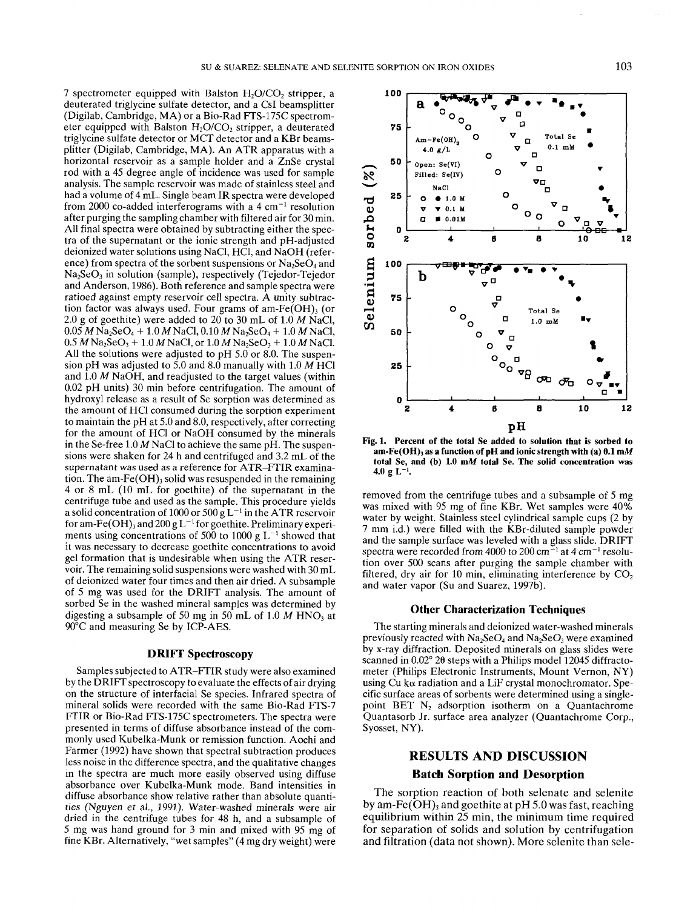7 spectrometer equipped with Balston $H_2O/CO_2$ stripper, a deuterated triglycine sulfate detector, and a CsI beamsplitter (Digilab, Cambridge, MA) or a Bio-Rad FTS-175C spectrometer equipped with Balston $H_2O/CO_2$ stripper, a deuterated triglycine sulfate detector or MCT detector and a KBr beamsplitter (Digilab, Cambridge, MA). An ATR apparatus with a horizontal reservoir as a sample holder and a ZnSe crystal rod with a 45 degree angle of incidence was used for sample analysis. The sample reservoir was made of stainless steel and had a volume of 4 mL. Single beam IR spectra were developed from 2000 co-added interferograms with a 4 $cm^{-1}$ resolution after purging the sampling chamber with filtered air for 30 min. All final spectra were obtained by subtracting either the spectra of the supernatant or the ionic strength and pH-adjusted deionized water solutions using NaCl, HCl, and NaOH (reference) from spectra of the sorbent suspensions or $Na_2SeO_4$ and $Na_2SeO_3$ in solution (sample), respectively (Tejedor-Tejedor and Anderson, 1986). Both reference and sample spectra were ratioed against empty reservoir cell spectra. A unity subtraction factor was always used. Four grams of am-$Fe(OH)_3$ (or 2.0 g of goethite) were added to 20 to 30 mL of 1.0 *M* NaCl, 0.05 *M* $Na_2SeO_4$ + 1.0 *M* NaCl, 0.10 *M* $Na_2SeO_4$ + 1.0 *M* NaCl, 0.5 *M* $Na_2SeO_3$ + 1.0 *M* NaCl, or 1.0 *M* $Na_2SeO_3$ + 1.0 *M* NaCl. All the solutions were adjusted to pH 5.0 or 8.0. The suspension pH was adjusted to 5.0 and 8.0 manually with 1.0 *M* HCl and 1.0 *M* NaOH, and readjusted to the target values (within 0.02 pH units) 30 min before centrifugation. The amount of hydroxyl release as a result of Se sorption was determined as the amount of HCl consumed during the sorption experiment to maintain the pH at 5.0 and 8.0, respectively, after correcting for the amount of HCl or NaOH consumed by the minerals in the Se-free 1.0 *M* NaCl to achieve the same pH. The suspensions were shaken for 24 h and centrifuged and 3.2 mL of the supernatant was used as a reference for ATR-FTIR examination. The am-$Fe(OH)_3$ solid was resuspended in the remaining 4 or 8 mL (10 mL for goethite) of the supernatant in the centrifuge tube and used as the sample. This procedure yields a solid concentration of 1000 or 500 g $L^{-1}$ in the ATR reservoir for am-$Fe(OH)_3$ and 200 g $L^{-1}$ for goethite. Preliminary experiments using concentrations of 500 to 1000 g $L^{-1}$ showed that it was necessary to decrease goethite concentrations to avoid gel formation that is undesirable when using the ATR reservoir. The remaining solid suspensions were washed with 30 mL of deionized water four times and then air dried. A subsample of 5 mg was used for the DRIFT analysis. The amount of sorbed Se in the washed mineral samples was determined by digesting a subsample of 50 mg in 50 mL of 1.0 *M* $HNO_3$ at 90°C and measuring Se by ICP-AES.

### DRIFT Spectroscopy

Samples subjected to ATR-FTIR study were also examined by the DRIFT spectroscopy to evaluate the effects of air drying on the structure of interfacial Se species. Infrared spectra of mineral solids were recorded with the same Bio-Rad FTS-7 FTIR or Bio-Rad FTS-175C spectrometers. The spectra were presented in terms of diffuse absorbance instead of the commonly used Kubelka-Munk or remission function. Aochi and Farmer (1992) have shown that spectral subtraction produces less noise in the difference spectra, and the qualitative changes in the spectra are much more easily observed using diffuse absorbance over Kubelka-Munk mode. Band intensities in diffuse absorbance show relative rather than absolute quantities (Nguyen et al., 1991). Water-washed minerals were air dried in the centrifuge tubes for 48 h, and a subsample of 5 mg was hand ground for 3 min and mixed with 95 mg of fine KBr. Alternatively, "wet samples" (4 mg dry weight) were removed from the centrifuge tubes and a subsample of 5 mg was mixed with 95 mg of fine KBr. Wet samples were 40% water by weight. Stainless steel cylindrical sample cups (2 by 7 mm i.d.) were filled with the KBr-diluted sample powder and the sample surface was leveled with a glass slide. DRIFT spectra were recorded from 4000 to 200 $cm^{-1}$ at 4 $cm^{-1}$ resolution over 500 scans after purging the sample chamber with filtered, dry air for 10 min, eliminating interference by $CO_2$ and water vapor (Su and Suarez, 1997b).

**Fig. 1. Percent of the total Se added to solution that is sorbed to am-$Fe(OH)_3$ as a function of pH and ionic strength with (a) 0.1 m*M* total Se, and (b) 1.0 m*M* total Se. The solid concentration was 4.0 g $L^{-1}$.**

### Other Characterization Techniques

The starting minerals and deionized water-washed minerals previously reacted with $Na_2SeO_4$ and $Na_2SeO_3$ were examined by x-ray diffraction. Deposited minerals on glass slides were scanned in 0.02° 2θ steps with a Philips model 12045 diffractometer (Philips Electronic Instruments, Mount Vernon, NY) using Cu kα radiation and a LiF crystal monochromator. Specific surface areas of sorbents were determined using a single-point BET $N_2$ adsorption isotherm on a Quantachrome Quantasorb Jr. surface area analyzer (Quantachrome Corp., Syosset, NY).

## RESULTS AND DISCUSSION

### Batch Sorption and Desorption

The sorption reaction of both selenate and selenite by am-$Fe(OH)_3$ and goethite at pH 5.0 was fast, reaching equilibrium within 25 min, the minimum time required for separation of solids and solution by centrifugation and filtration (data not shown). More selenite than sele-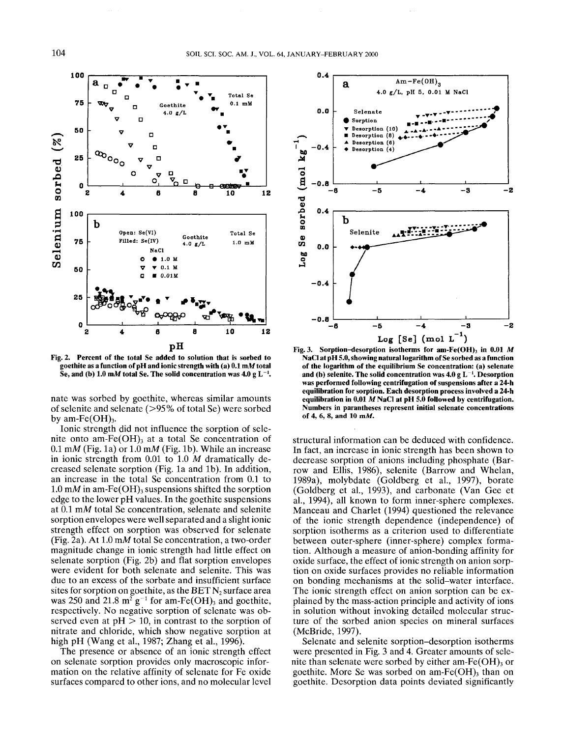Fig. 2. Percent of the total Se added to solution that is sorbed to goethite as a function of pH and ionic strength with (a) 0.1 m$M$ total Se, and (b) 1.0 m$M$ total Se. The solid concentration was 4.0 g $L^{-1}$.

nate was sorbed by goethite, whereas similar amounts of selenite and selenate (>95% of total Se) were sorbed by am-$Fe(OH)_3$.

Ionic strength did not influence the sorption of selenite onto am-$Fe(OH)_3$ at a total Se concentration of 0.1 m$M$ (Fig. 1a) or 1.0 m$M$ (Fig. 1b). While an increase in ionic strength from 0.01 to 1.0 $M$ dramatically decreased selenate sorption (Fig. 1a and 1b). In addition, an increase in the total Se concentration from 0.1 to 1.0 m$M$ in am-$Fe(OH)_3$ suspensions shifted the sorption edge to the lower pH values. In the goethite suspensions at 0.1 m$M$ total Se concentration, selenate and selenite sorption envelopes were well separated and a slight ionic strength effect on sorption was observed for selenate (Fig. 2a). At 1.0 m$M$ total Se concentration, a two-order magnitude change in ionic strength had little effect on selenate sorption (Fig. 2b) and flat sorption envelopes were evident for both selenate and selenite. This was due to an excess of the sorbate and insufficient surface sites for sorption on goethite, as the BET $N_2$ surface area was 250 and 21.8 $m^2$ $g^{-1}$ for am-$Fe(OH)_3$ and goethite, respectively. No negative sorption of selenate was observed even at pH > 10, in contrast to the sorption of nitrate and chloride, which show negative sorption at high pH (Wang et al., 1987; Zhang et al., 1996).

The presence or absence of an ionic strength effect on selenate sorption provides only macroscopic information on the relative affinity of selenate for Fe oxide surfaces compared to other ions, and no molecular level

Fig. 3. Sorption–desorption isotherms for am-$Fe(OH)_3$ in 0.01 $M$ NaCl at pH 5.0, showing natural logarithm of Se sorbed as a function of the logarithm of the equilibrium Se concentration: (a) selenate and (b) selenite. The solid concentration was 4.0 g $L^{-1}$. Desorption was performed following centrifugation of suspensions after a 24-h equilibration for sorption. Each desorption process involved a 24-h equilibration in 0.01 $M$ NaCl at pH 5.0 followed by centrifugation. Numbers in parantheses represent initial selenate concentrations of 4, 6, 8, and 10 m$M$.

structural information can be deduced with confidence. In fact, an increase in ionic strength has been shown to decrease sorption of anions including phosphate (Barrow and Ellis, 1986), selenite (Barrow and Whelan, 1989a), molybdate (Goldberg et al., 1997), borate (Goldberg et al., 1993), and carbonate (Van Gee et al., 1994), all known to form inner-sphere complexes. Manceau and Charlet (1994) questioned the relevance of the ionic strength dependence (independence) of sorption isotherms as a criterion used to differentiate between outer-sphere (inner-sphere) complex formation. Although a measure of anion-bonding affinity for oxide surface, the effect of ionic strength on anion sorption on oxide surfaces provides no reliable information on bonding mechanisms at the solid–water interface. The ionic strength effect on anion sorption can be explained by the mass-action principle and activity of ions in solution without invoking detailed molecular structure of the sorbed anion species on mineral surfaces (McBride, 1997).

Selenate and selenite sorption–desorption isotherms were presented in Fig. 3 and 4. Greater amounts of selenite than selenate were sorbed by either am-$Fe(OH)_3$ or goethite. More Se was sorbed on am-$Fe(OH)_3$ than on goethite. Desorption data points deviated significantly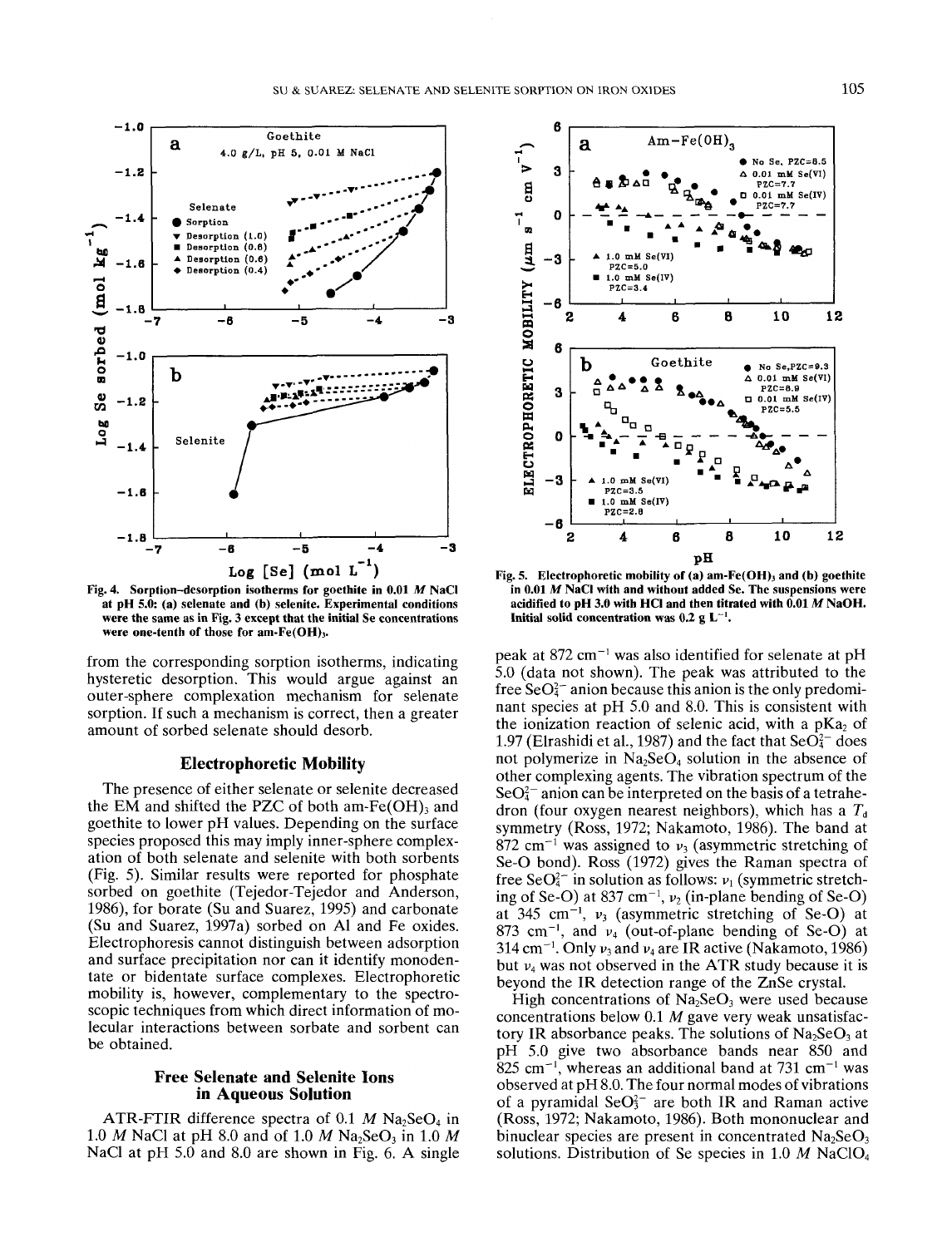Fig. 4. Sorption–desorption isotherms for goethite in 0.01 *M* NaCl at pH 5.0: (a) selenate and (b) selenite. Experimental conditions were the same as in Fig. 3 except that the initial Se concentrations were one-tenth of those for am-Fe(OH)$_3$.

Fig. 5. Electrophoretic mobility of (a) am-Fe(OH)$_3$ and (b) goethite in 0.01 *M* NaCl with and without added Se. The suspensions were acidified to pH 3.0 with HCl and then titrated with 0.01 *M* NaOH. Initial solid concentration was 0.2 g L$^{-1}$.

from the corresponding sorption isotherms, indicating hysteretic desorption. This would argue against an outer-sphere complexation mechanism for selenate sorption. If such a mechanism is correct, then a greater amount of sorbed selenate should desorb.

## Electrophoretic Mobility

The presence of either selenate or selenite decreased the EM and shifted the PZC of both am-Fe(OH)$_3$ and goethite to lower pH values. Depending on the surface species proposed this may imply inner-sphere complexation of both selenate and selenite with both sorbents (Fig. 5). Similar results were reported for phosphate sorbed on goethite (Tejedor-Tejedor and Anderson, 1986), for borate (Su and Suarez, 1995) and carbonate (Su and Suarez, 1997a) sorbed on Al and Fe oxides. Electrophoresis cannot distinguish between adsorption and surface precipitation nor can it identify monodentate or bidentate surface complexes. Electrophoretic mobility is, however, complementary to the spectroscopic techniques from which direct information of molecular interactions between sorbate and sorbent can be obtained.

## Free Selenate and Selenite Ions in Aqueous Solution

ATR-FTIR difference spectra of 0.1 *M* $Na_2SeO_4$ in 1.0 *M* NaCl at pH 8.0 and of 1.0 *M* $Na_2SeO_3$ in 1.0 *M* NaCl at pH 5.0 and 8.0 are shown in Fig. 6. A single peak at 872 cm$^{-1}$ was also identified for selenate at pH 5.0 (data not shown). The peak was attributed to the free $SeO_4^{2-}$ anion because this anion is the only predominant species at pH 5.0 and 8.0. This is consistent with the ionization reaction of selenic acid, with a p$K$a$_2$ of 1.97 (Elrashidi et al., 1987) and the fact that $SeO_4^{2-}$ does not polymerize in $Na_2SeO_4$ solution in the absence of other complexing agents. The vibration spectrum of the $SeO_4^{2-}$ anion can be interpreted on the basis of a tetrahedron (four oxygen nearest neighbors), which has a $T_d$ symmetry (Ross, 1972; Nakamoto, 1986). The band at 872 cm$^{-1}$ was assigned to $\nu_3$ (asymmetric stretching of Se-O bond). Ross (1972) gives the Raman spectra of free $SeO_4^{2-}$ in solution as follows: $\nu_1$ (symmetric stretching of Se-O) at 837 cm$^{-1}$, $\nu_2$ (in-plane bending of Se-O) at 345 cm$^{-1}$, $\nu_3$ (asymmetric stretching of Se-O) at 873 cm$^{-1}$, and $\nu_4$ (out-of-plane bending of Se-O) at 314 cm$^{-1}$. Only $\nu_3$ and $\nu_4$ are IR active (Nakamoto, 1986) but $\nu_4$ was not observed in the ATR study because it is beyond the IR detection range of the ZnSe crystal.

High concentrations of $Na_2SeO_3$ were used because concentrations below 0.1 *M* gave very weak unsatisfactory IR absorbance peaks. The solutions of $Na_2SeO_3$ at pH 5.0 give two absorbance bands near 850 and 825 cm$^{-1}$, whereas an additional band at 731 cm$^{-1}$ was observed at pH 8.0. The four normal modes of vibrations of a pyramidal $SeO_3^{2-}$ are both IR and Raman active (Ross, 1972; Nakamoto, 1986). Both mononuclear and binuclear species are present in concentrated $Na_2SeO_3$ solutions. Distribution of Se species in 1.0 *M* $NaClO_4$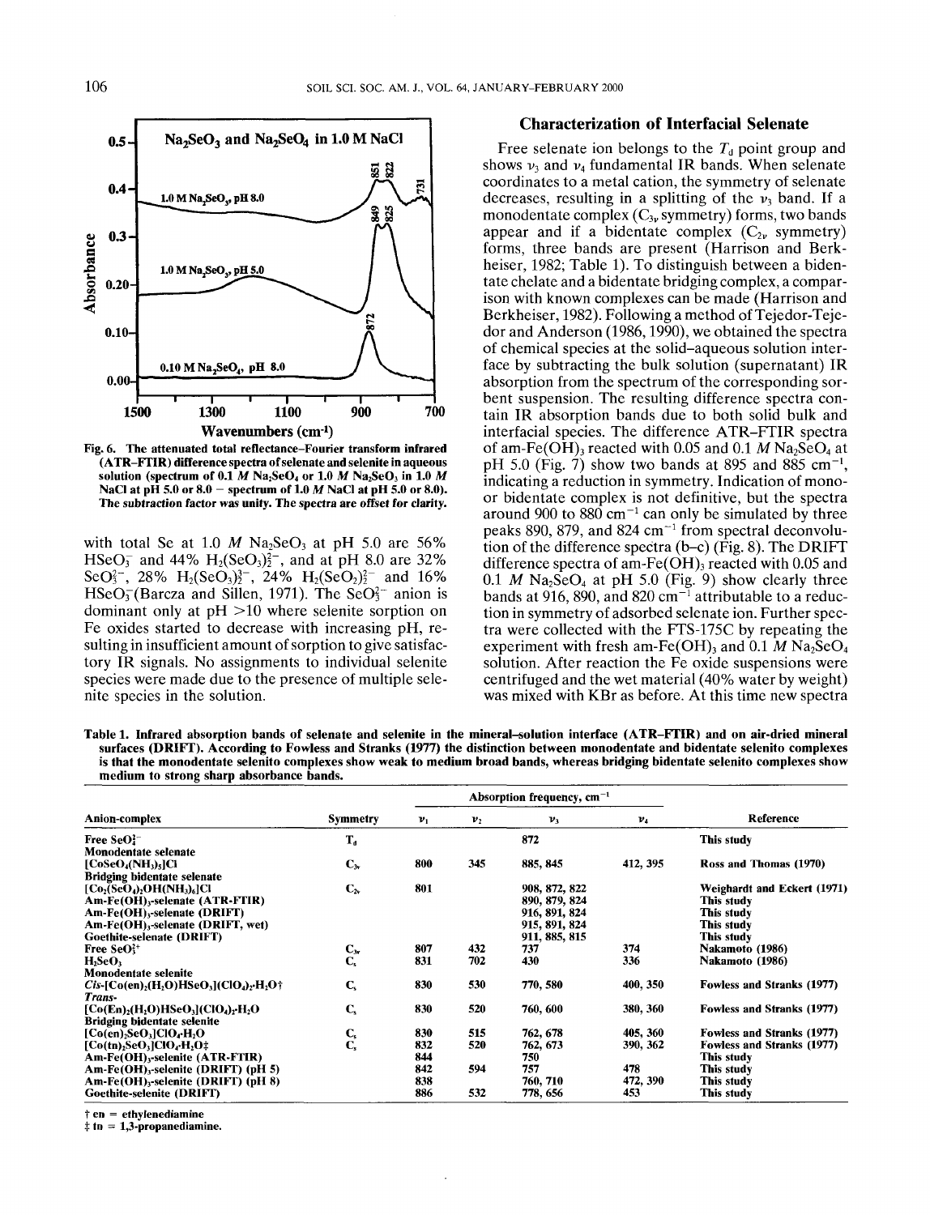Fig. 6. The attenuated total reflectance–Fourier transform infrared (ATR–FTIR) difference spectra of selenate and selenite in aqueous solution (spectrum of 0.1 $M$ $Na_2SeO_4$ or 1.0 $M$ $Na_2SeO_3$ in 1.0 $M$ NaCl at pH 5.0 or 8.0 − spectrum of 1.0 $M$ NaCl at pH 5.0 or 8.0). The subtraction factor was unity. The spectra are offset for clarity.

with total Se at 1.0 $M$ $Na_2SeO_3$ at pH 5.0 are 56% $HSeO_3^-$ and 44% $H_2(SeO_3)_2^{2-}$, and at pH 8.0 are 32% $SeO_3^{2-}$, 28% $H_2(SeO_3)_2^{2-}$, 24% $H_2(SeO_3)_2^{2-}$ and 16% $HSeO_3^-$ (Barcza and Sillen, 1971). The $SeO_3^{2-}$ anion is dominant only at pH >10 where selenite sorption on Fe oxides started to decrease with increasing pH, resulting in insufficient amount of sorption to give satisfactory IR signals. No assignments to individual selenite species were made due to the presence of multiple selenite species in the solution.

## Characterization of Interfacial Selenate

Free selenate ion belongs to the $T_d$ point group and shows $\nu_3$ and $\nu_4$ fundamental IR bands. When selenate coordinates to a metal cation, the symmetry of selenate decreases, resulting in a splitting of the $\nu_3$ band. If a monodentate complex ($C_{3v}$ symmetry) forms, two bands appear and if a bidentate complex ($C_{2v}$ symmetry) forms, three bands are present (Harrison and Berkheiser, 1982; Table 1). To distinguish between a bidentate chelate and a bidentate bridging complex, a comparison with known complexes can be made (Harrison and Berkheiser, 1982). Following a method of Tejedor-Tejedor and Anderson (1986, 1990), we obtained the spectra of chemical species at the solid–aqueous solution interface by subtracting the bulk solution (supernatant) IR absorption from the spectrum of the corresponding sorbent suspension. The resulting difference spectra contain IR absorption bands due to both solid bulk and interfacial species. The difference ATR–FTIR spectra of am-$Fe(OH)_3$ reacted with 0.05 and 0.1 $M$ $Na_2SeO_4$ at pH 5.0 (Fig. 7) show two bands at 895 and 885 $cm^{-1}$, indicating a reduction in symmetry. Indication of mono- or bidentate complex is not definitive, but the spectra around 900 to 880 $cm^{-1}$ can only be simulated by three peaks 890, 879, and 824 $cm^{-1}$ from spectral deconvolution of the difference spectra (b–c) (Fig. 8). The DRIFT difference spectra of am-$Fe(OH)_3$ reacted with 0.05 and 0.1 $M$ $Na_2SeO_4$ at pH 5.0 (Fig. 9) show clearly three bands at 916, 890, and 820 $cm^{-1}$ attributable to a reduction in symmetry of adsorbed selenate ion. Further spectra were collected with the FTS-175C by repeating the experiment with fresh am-$Fe(OH)_3$ and 0.1 $M$ $Na_2SeO_4$ solution. After reaction the Fe oxide suspensions were centrifuged and the wet material (40% water by weight) was mixed with KBr as before. At this time new spectra

Table 1. Infrared absorption bands of selenate and selenite in the mineral–solution interface (ATR–FTIR) and on air-dried mineral surfaces (DRIFT). According to Fowless and Stranks (1977) the distinction between monodentate and bidentate selenito complexes is that the monodentate selenito complexes show weak to medium broad bands, whereas bridging bidentate selenito complexes show medium to strong sharp absorbance bands.

| Anion-complex | Symmetry | Absorption frequency, $cm^{-1}$ | | | | Reference |
|---|---|---|---|---|---|---|
| | | $\nu_1$ | $\nu_2$ | $\nu_3$ | $\nu_4$ | |
| Free $SeO_4^{2-}$ | $T_d$ | | | 872 | | This study |
| Monodentate selenate | | | | | | |
| $[CoSeO_4(NH_3)_5]Cl$ | $C_{3v}$ | 800 | 345 | 885, 845 | 412, 395 | Ross and Thomas (1970) |
| Bridging bidentate selenate | | | | | | |
| $[Co_2(SeO_4)_2OH(NH_3)_6]Cl$ | $C_{2v}$ | 801 | | 908, 872, 822 | | Weighardt and Eckert (1971) |
| Am-$Fe(OH)_3$-selenate (ATR-FTIR) | | | | 890, 879, 824 | | This study |
| Am-$Fe(OH)_3$-selenate (DRIFT) | | | | 916, 891, 824 | | This study |
| Am-$Fe(OH)_3$-selenate (DRIFT, wet) | | | | 915, 891, 824 | | This study |
| Goethite-selenate (DRIFT) | | | | 911, 885, 815 | | This study |
| Free $SeO_3^{2+}$ | $C_{3v}$ | 807 | 432 | 737 | 374 | Nakamoto (1986) |
| $H_2SeO_3$ | $C_s$ | 831 | 702 | 430 | 336 | Nakamoto (1986) |
| Monodentate selenite | | | | | | |
| Cis-$[Co(en)_2(H_2O)HSeO_3](ClO_4)_2{\cdot}H_2O$† | $C_s$ | 830 | 530 | 770, 580 | 400, 350 | Fowless and Stranks (1977) |
| Trans-$[Co(En)_2(H_2O)HSeO_3](ClO_4)_2{\cdot}H_2O$ | $C_s$ | 830 | 520 | 760, 600 | 380, 360 | Fowless and Stranks (1977) |
| Bridging bidentate selenite | | | | | | |
| $[Co(en)_2SeO_3]ClO_4{\cdot}H_2O$ | $C_s$ | 830 | 515 | 762, 678 | 405, 360 | Fowless and Stranks (1977) |
| $[Co(tn)_2SeO_3]ClO_4{\cdot}H_2O$‡ | $C_s$ | 832 | 520 | 762, 673 | 390, 362 | Fowless and Stranks (1977) |
| Am-$Fe(OH)_3$-selenite (ATR-FTIR) | | 844 | | 750 | | This study |
| Am-$Fe(OH)_3$-selenite (DRIFT) (pH 5) | | 842 | 594 | 757 | 478 | This study |
| Am-$Fe(OH)_3$-selenite (DRIFT) (pH 8) | | 838 | | 760, 710 | 472, 390 | This study |
| Goethite-selenite (DRIFT) | | 886 | 532 | 778, 656 | 453 | This study |

† en = ethylenediamine

‡ tn = 1,3-propanediamine.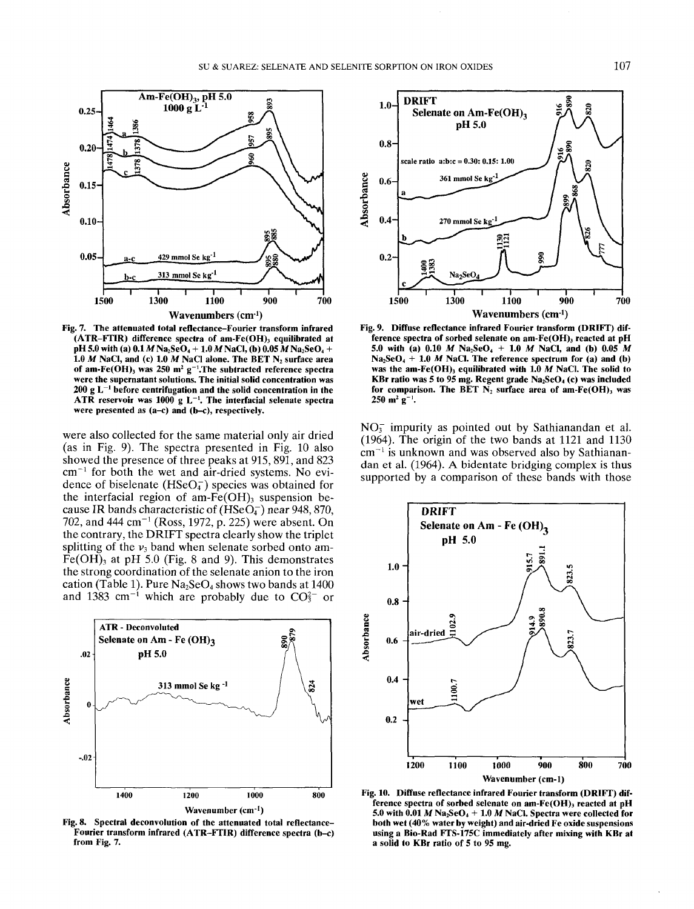Fig. 7. The attenuated total reflectance–Fourier transform infrared (ATR–FTIR) difference spectra of am-Fe(OH)$_3$ equilibrated at pH 5.0 with (a) 0.1 *M* $Na_2SeO_4$ + 1.0 *M* NaCl, (b) 0.05 *M* $Na_2SeO_4$ + 1.0 *M* NaCl, and (c) 1.0 *M* NaCl alone. The BET $N_2$ surface area of am-Fe(OH)$_3$ was 250 m$^2$ g$^{-1}$. The subtracted reference spectra were the supernatant solutions. The initial solid concentration was 200 g L$^{-1}$ before centrifugation and the solid concentration in the ATR reservoir was 1000 g L$^{-1}$. The interfacial selenate spectra were presented as (a–c) and (b–c), respectively.

were also collected for the same material only air dried (as in Fig. 9). The spectra presented in Fig. 10 also showed the presence of three peaks at 915, 891, and 823 cm$^{-1}$ for both the wet and air-dried systems. No evidence of biselenate ($HSeO_4^-$) species was obtained for the interfacial region of am-Fe(OH)$_3$ suspension because IR bands characteristic of ($HSeO_4^-$) near 948, 870, 702, and 444 cm$^{-1}$ (Ross, 1972, p. 225) were absent. On the contrary, the DRIFT spectra clearly show the triplet splitting of the $\nu_3$ band when selenate sorbed onto am-Fe(OH)$_3$ at pH 5.0 (Fig. 8 and 9). This demonstrates the strong coordination of the selenate anion to the iron cation (Table 1). Pure $Na_2SeO_4$ shows two bands at 1400 and 1383 cm$^{-1}$ which are probably due to $CO_3^{2-}$ or $NO_3^-$ impurity as pointed out by Sathianandan et al. (1964). The origin of the two bands at 1121 and 1130 cm$^{-1}$ is unknown and was observed also by Sathianandan et al. (1964). A bidentate bridging complex is thus supported by a comparison of these bands with those

Fig. 8. Spectral deconvolution of the attenuated total reflectance–Fourier transform infrared (ATR–FTIR) difference spectra (b–c) from Fig. 7.

Fig. 9. Diffuse reflectance infrared Fourier transform (DRIFT) difference spectra of sorbed selenate on am-Fe(OH)$_3$ reacted at pH 5.0 with (a) 0.10 *M* $Na_2SeO_4$ + 1.0 *M* NaCl, and (b) 0.05 *M* $Na_2SeO_4$ + 1.0 *M* NaCl. The reference spectrum for (a) and (b) was the am-Fe(OH)$_3$ equilibrated with 1.0 *M* NaCl. The solid to KBr ratio was 5 to 95 mg. Regent grade $Na_2SeO_4$ (c) was included for comparison. The BET $N_2$ surface area of am-Fe(OH)$_3$ was 250 m$^2$ g$^{-1}$.

Fig. 10. Diffuse reflectance infrared Fourier transform (DRIFT) difference spectra of sorbed selenate on am-Fe(OH)$_3$ reacted at pH 5.0 with 0.01 *M* $Na_2SeO_4$ + 1.0 *M* NaCl. Spectra were collected for both wet (40% water by weight) and air-dried Fe oxide suspensions using a Bio-Rad FTS-175C immediately after mixing with KBr at a solid to KBr ratio of 5 to 95 mg.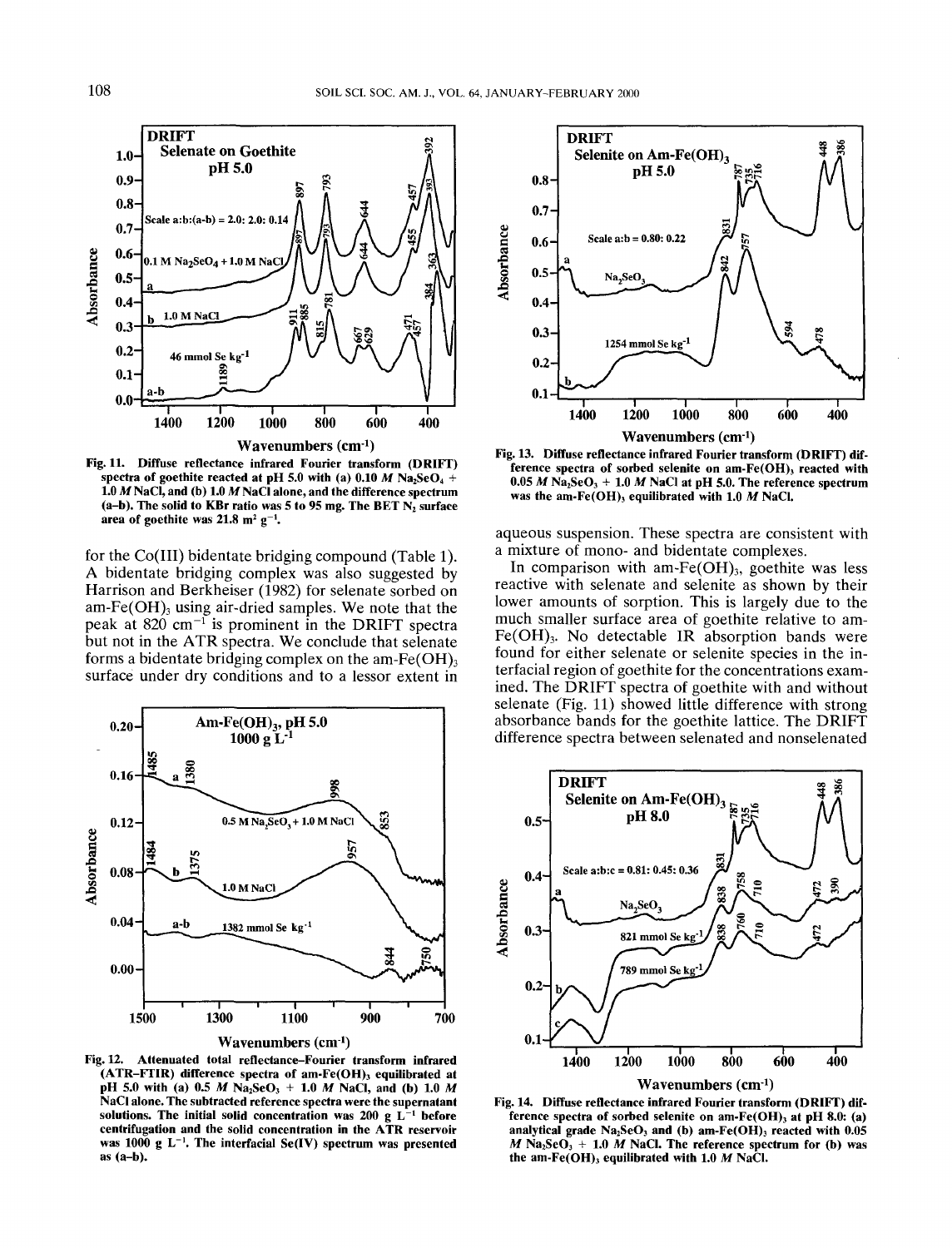Fig. 11. Diffuse reflectance infrared Fourier transform (DRIFT) spectra of goethite reacted at pH 5.0 with (a) 0.10 *M* $Na_2SeO_4$ + 1.0 *M* NaCl, and (b) 1.0 *M* NaCl alone, and the difference spectrum (a–b). The solid to KBr ratio was 5 to 95 mg. The BET $N_2$ surface area of goethite was 21.8 $m^2$ $g^{-1}$.

for the Co(III) bidentate bridging compound (Table 1). A bidentate bridging complex was also suggested by Harrison and Berkheiser (1982) for selenate sorbed on am-$Fe(OH)_3$ using air-dried samples. We note that the peak at 820 $cm^{-1}$ is prominent in the DRIFT spectra but not in the ATR spectra. We conclude that selenate forms a bidentate bridging complex on the am-$Fe(OH)_3$ surface under dry conditions and to a lessor extent in aqueous suspension. These spectra are consistent with a mixture of mono- and bidentate complexes.

Fig. 12. Attenuated total reflectance–Fourier transform infrared (ATR–FTIR) difference spectra of am-$Fe(OH)_3$ equilibrated at pH 5.0 with (a) 0.5 *M* $Na_2SeO_3$ + 1.0 *M* NaCl, and (b) 1.0 *M* NaCl alone. The subtracted reference spectra were the supernatant solutions. The initial solid concentration was 200 g $L^{-1}$ before centrifugation and the solid concentration in the ATR reservoir was 1000 g $L^{-1}$. The interfacial Se(IV) spectrum was presented as (a–b).

Fig. 13. Diffuse reflectance infrared Fourier transform (DRIFT) difference spectra of sorbed selenite on am-$Fe(OH)_3$ reacted with 0.05 *M* $Na_2SeO_3$ + 1.0 *M* NaCl at pH 5.0. The reference spectrum was the am-$Fe(OH)_3$ equilibrated with 1.0 *M* NaCl.

In comparison with am-$Fe(OH)_3$, goethite was less reactive with selenate and selenite as shown by their lower amounts of sorption. This is largely due to the much smaller surface area of goethite relative to am-$Fe(OH)_3$. No detectable IR absorption bands were found for either selenate or selenite species in the interfacial region of goethite for the concentrations examined. The DRIFT spectra of goethite with and without selenate (Fig. 11) showed little difference with strong absorbance bands for the goethite lattice. The DRIFT difference spectra between selenated and nonselenated

Fig. 14. Diffuse reflectance infrared Fourier transform (DRIFT) difference spectra of sorbed selenite on am-$Fe(OH)_3$ at pH 8.0: (a) analytical grade $Na_2SeO_3$ and (b) am-$Fe(OH)_3$ reacted with 0.05 *M* $Na_2SeO_3$ + 1.0 *M* NaCl. The reference spectrum for (b) was the am-$Fe(OH)_3$ equilibrated with 1.0 *M* NaCl.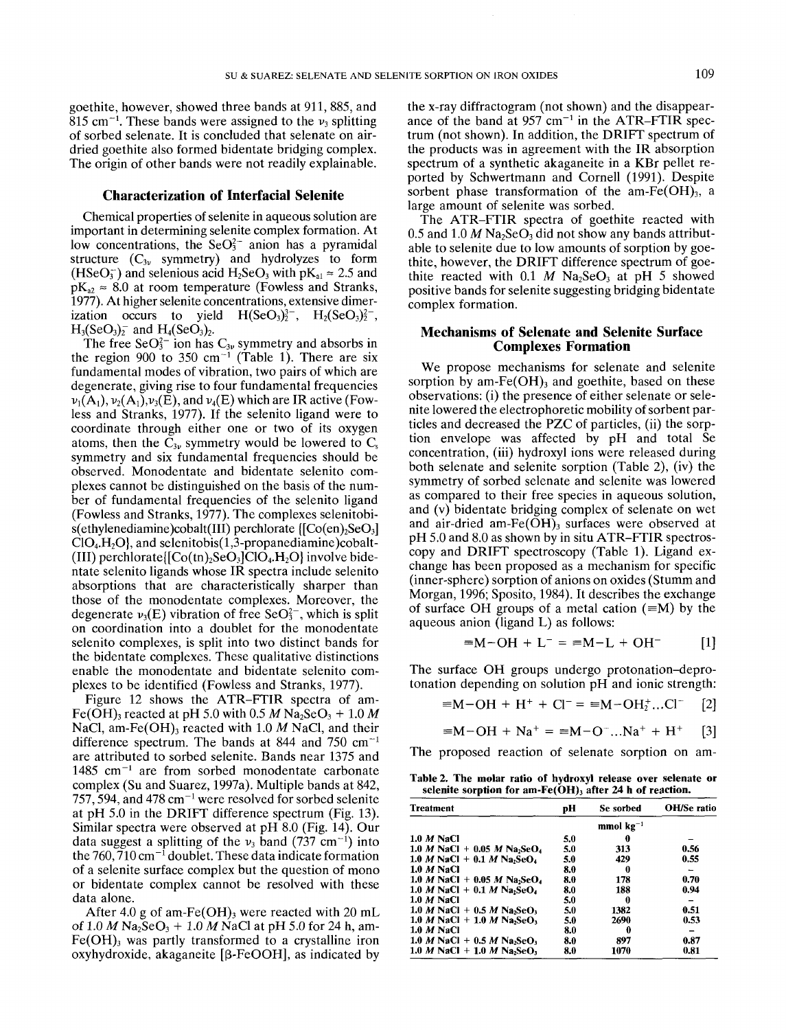goethite, however, showed three bands at 911, 885, and 815 $cm^{-1}$. These bands were assigned to the $\nu_3$ splitting of sorbed selenate. It is concluded that selenate on air-dried goethite also formed bidentate bridging complex. The origin of other bands were not readily explainable.

## Characterization of Interfacial Selenite

Chemical properties of selenite in aqueous solution are important in determining selenite complex formation. At low concentrations, the $SeO_3^{2-}$ anion has a pyramidal structure ($C_{3v}$ symmetry) and hydrolyzes to form ($HSeO_3^-$) and selenious acid $H_2SeO_3$ with $pK_{a1} \approx 2.5$ and $pK_{a2} \approx 8.0$ at room temperature (Fowless and Stranks, 1977). At higher selenite concentrations, extensive dimerization occurs to yield $H(SeO_3)_2^{3-}$, $H_2(SeO_3)_2^{2-}$, $H_3(SeO_3)_2^-$ and $H_4(SeO_3)_2$.

The free $SeO_3^{2-}$ ion has $C_{3v}$ symmetry and absorbs in the region 900 to 350 $cm^{-1}$ (Table 1). There are six fundamental modes of vibration, two pairs of which are degenerate, giving rise to four fundamental frequencies $\nu_1(A_1)$, $\nu_2(A_1)$, $\nu_3(E)$, and $\nu_4(E)$ which are IR active (Fowless and Stranks, 1977). If the selenito ligand were to coordinate through either one or two of its oxygen atoms, then the $C_{3v}$ symmetry would be lowered to $C_s$ symmetry and six fundamental frequencies should be observed. Monodentate and bidentate selenito complexes cannot be distinguished on the basis of the number of fundamental frequencies of the selenito ligand (Fowless and Stranks, 1977). The complexes selenitobis(ethylenediamine)cobalt(III) perchlorate {$[Co(en)_2SeO_3]ClO_4.H_2O$}, and selenitobis(1,3-propanediamine)cobalt(III) perchlorate{$[Co(tn)_2SeO_3]ClO_4.H_2O$} involve bidentate selenito ligands whose IR spectra include selenito absorptions that are characteristically sharper than those of the monodentate complexes. Moreover, the degenerate $\nu_3(E)$ vibration of free $SeO_3^{2-}$, which is split on coordination into a doublet for the monodentate selenito complexes, is split into two distinct bands for the bidentate complexes. These qualitative distinctions enable the monodentate and bidentate selenito complexes to be identified (Fowless and Stranks, 1977).

Figure 12 shows the ATR–FTIR spectra of am-$Fe(OH)_3$ reacted at pH 5.0 with 0.5 *M* $Na_2SeO_3$ + 1.0 *M* NaCl, am-$Fe(OH)_3$ reacted with 1.0 *M* NaCl, and their difference spectrum. The bands at 844 and 750 $cm^{-1}$ are attributed to sorbed selenite. Bands near 1375 and 1485 $cm^{-1}$ are from sorbed monodentate carbonate complex (Su and Suarez, 1997a). Multiple bands at 842, 757, 594, and 478 $cm^{-1}$ were resolved for sorbed selenite at pH 5.0 in the DRIFT difference spectrum (Fig. 13). Similar spectra were observed at pH 8.0 (Fig. 14). Our data suggest a splitting of the $\nu_3$ band (737 $cm^{-1}$) into the 760, 710 $cm^{-1}$ doublet. These data indicate formation of a selenite surface complex but the question of mono or bidentate complex cannot be resolved with these data alone.

After 4.0 g of am-$Fe(OH)_3$ were reacted with 20 mL of 1.0 *M* $Na_2SeO_3$ + 1.0 *M* NaCl at pH 5.0 for 24 h, am-$Fe(OH)_3$ was partly transformed to a crystalline iron oxyhydroxide, akaganeite [β-FeOOH], as indicated by the x-ray diffractogram (not shown) and the disappearance of the band at 957 $cm^{-1}$ in the ATR–FTIR spectrum (not shown). In addition, the DRIFT spectrum of the products was in agreement with the IR absorption spectrum of a synthetic akaganeite in a KBr pellet reported by Schwertmann and Cornell (1991). Despite sorbent phase transformation of the am-$Fe(OH)_3$, a large amount of selenite was sorbed.

The ATR–FTIR spectra of goethite reacted with 0.5 and 1.0 *M* $Na_2SeO_3$ did not show any bands attributable to selenite due to low amounts of sorption by goethite, however, the DRIFT difference spectrum of goethite reacted with 0.1 *M* $Na_2SeO_3$ at pH 5 showed positive bands for selenite suggesting bridging bidentate complex formation.

## Mechanisms of Selenate and Selenite Surface Complexes Formation

We propose mechanisms for selenate and selenite sorption by am-$Fe(OH)_3$ and goethite, based on these observations: (i) the presence of either selenate or selenite lowered the electrophoretic mobility of sorbent particles and decreased the PZC of particles, (ii) the sorption envelope was affected by pH and total Se concentration, (iii) hydroxyl ions were released during both selenate and selenite sorption (Table 2), (iv) the symmetry of sorbed selenate and selenite was lowered as compared to their free species in aqueous solution, and (v) bidentate bridging complex of selenate on wet and air-dried am-$Fe(OH)_3$ surfaces were observed at pH 5.0 and 8.0 as shown by in situ ATR–FTIR spectroscopy and DRIFT spectroscopy (Table 1). Ligand exchange has been proposed as a mechanism for specific (inner-sphere) sorption of anions on oxides (Stumm and Morgan, 1996; Sposito, 1984). It describes the exchange of surface OH groups of a metal cation (≡M) by the aqueous anion (ligand L) as follows:

$$\equiv M{-}OH + L^- = \equiv M{-}L + OH^- \qquad [1]$$

The surface OH groups undergo protonation–deprotonation depending on solution pH and ionic strength:

$$\equiv M{-}OH + H^+ + Cl^- = \equiv M{-}OH_2^+ \ldots Cl^- \qquad [2]$$

$$\equiv M{-}OH + Na^+ = \equiv M{-}O^- \ldots Na^+ + H^+ \qquad [3]$$

The proposed reaction of selenate sorption on am-

**Table 2. The molar ratio of hydroxyl release over selenate or selenite sorption for am-$Fe(OH)_3$ after 24 h of reaction.**

| Treatment | pH | Se sorbed | OH/Se ratio |
|---|---|---|---|
| | | mmol $kg^{-1}$ | |
| 1.0 *M* NaCl | 5.0 | 0 | – |
| 1.0 *M* NaCl + 0.05 *M* $Na_2SeO_4$ | 5.0 | 313 | 0.56 |
| 1.0 *M* NaCl + 0.1 *M* $Na_2SeO_4$ | 5.0 | 429 | 0.55 |
| 1.0 *M* NaCl | 8.0 | 0 | – |
| 1.0 *M* NaCl + 0.05 *M* $Na_2SeO_4$ | 8.0 | 178 | 0.70 |
| 1.0 *M* NaCl + 0.1 *M* $Na_2SeO_4$ | 8.0 | 188 | 0.94 |
| 1.0 *M* NaCl | 5.0 | 0 | – |
| 1.0 *M* NaCl + 0.5 *M* $Na_2SeO_3$ | 5.0 | 1382 | 0.51 |
| 1.0 *M* NaCl + 1.0 *M* $Na_2SeO_3$ | 5.0 | 2690 | 0.53 |
| 1.0 *M* NaCl | 8.0 | 0 | – |
| 1.0 *M* NaCl + 0.5 *M* $Na_2SeO_3$ | 8.0 | 897 | 0.87 |
| 1.0 *M* NaCl + 1.0 *M* $Na_2SeO_3$ | 8.0 | 1070 | 0.81 |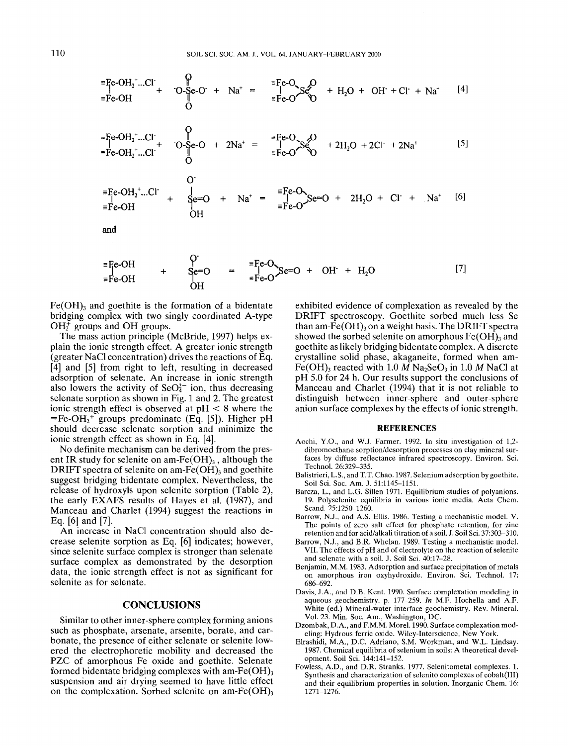$$\begin{matrix}\equiv Fe\text{-}OH_2^{+}\ldots Cl^{-} \\ | \\ \equiv Fe\text{-}OH\end{matrix} + {}^{-}O\text{-}\overset{\overset{O}{\|}}{\underset{\underset{O}{\|}}{Se}}\text{-}O^{-} + Na^{+} = \begin{matrix}\equiv Fe\text{-}O \\ | \\ \equiv Fe\text{-}O\end{matrix}\!\!>\!Se\!\!<\!\begin{matrix}O \\ O\end{matrix} + H_2O + OH^{-} + Cl^{-} + Na^{+} \quad [4]$$

$$\begin{matrix}\equiv Fe\text{-}OH_2^{+}\ldots Cl^{-} \\ | \\ \equiv Fe\text{-}OH_2^{+}\ldots Cl^{-}\end{matrix} + {}^{-}O\text{-}\overset{\overset{O}{\|}}{\underset{\underset{O}{\|}}{Se}}\text{-}O^{-} + 2Na^{+} = \begin{matrix}\equiv Fe\text{-}O \\ | \\ \equiv Fe\text{-}O\end{matrix}\!\!>\!Se\!\!<\!\begin{matrix}O \\ O\end{matrix} + 2H_2O + 2Cl^{-} + 2Na^{+} \quad [5]$$

$$\begin{matrix}\equiv Fe\text{-}OH_2^{+}\ldots Cl^{-} \\ | \\ \equiv Fe\text{-}OH\end{matrix} + \overset{\overset{O^{-}}{|}}{\underset{\underset{OH}{|}}{Se}}{=}O + Na^{+} = \begin{matrix}\equiv Fe\text{-}O \\ | \\ \equiv Fe\text{-}O\end{matrix}\!\!>\!Se{=}O + 2H_2O + Cl^{-} + Na^{+} \quad [6]$$

and

$$\begin{matrix}\equiv Fe\text{-}OH \\ | \\ \equiv Fe\text{-}OH\end{matrix} + \overset{\overset{O^{-}}{|}}{\underset{\underset{OH}{|}}{Se}}{=}O = \begin{matrix}\equiv Fe\text{-}O \\ | \\ \equiv Fe\text{-}O\end{matrix}\!\!>\!Se{=}O + OH^{-} + H_2O \quad [7]$$

$Fe(OH)_3$ and goethite is the formation of a bidentate bridging complex with two singly coordinated A-type $OH_2^{+}$ groups and OH groups.

The mass action principle (McBride, 1997) helps explain the ionic strength effect. A greater ionic strength (greater NaCl concentration) drives the reactions of Eq. [4] and [5] from right to left, resulting in decreased adsorption of selenate. An increase in ionic strength also lowers the activity of $SeO_4^{2-}$ ion, thus decreasing selenate sorption as shown in Fig. 1 and 2. The greatest ionic strength effect is observed at pH < 8 where the $\equiv Fe\text{-}OH_2^{+}$ groups predominate (Eq. [5]). Higher pH should decrease selenate sorption and minimize the ionic strength effect as shown in Eq. [4].

No definite mechanism can be derived from the present IR study for selenite on am-$Fe(OH)_3$, although the DRIFT spectra of selenite on am-$Fe(OH)_3$ and goethite suggest bridging bidentate complex. Nevertheless, the release of hydroxyls upon selenite sorption (Table 2), the early EXAFS results of Hayes et al. (1987), and Manceau and Charlet (1994) suggest the reactions in Eq. [6] and [7].

An increase in NaCl concentration should also decrease selenite sorption as Eq. [6] indicates; however, since selenite surface complex is stronger than selenate surface complex as demonstrated by the desorption data, the ionic strength effect is not as significant for selenite as for selenate.

## CONCLUSIONS

Similar to other inner-sphere complex forming anions such as phosphate, arsenate, arsenite, borate, and carbonate, the presence of either selenate or selenite lowered the electrophoretic mobility and decreased the PZC of amorphous Fe oxide and goethite. Selenate formed bidentate bridging complexes with am-$Fe(OH)_3$ suspension and air drying seemed to have little effect on the complexation. Sorbed selenite on am-$Fe(OH)_3$ exhibited evidence of complexation as revealed by the DRIFT spectroscopy. Goethite sorbed much less Se than am-$Fe(OH)_3$ on a weight basis. The DRIFT spectra showed the sorbed selenite on amorphous $Fe(OH)_3$ and goethite as likely bridging bidentate complex. A discrete crystalline solid phase, akaganeite, formed when am-$Fe(OH)_3$ reacted with 1.0 *M* $Na_2SeO_3$ in 1.0 *M* NaCl at pH 5.0 for 24 h. Our results support the conclusions of Manceau and Charlet (1994) that it is not reliable to distinguish between inner-sphere and outer-sphere anion surface complexes by the effects of ionic strength.

## REFERENCES

Aochi, Y.O., and W.J. Farmer. 1992. In situ investigation of 1,2-dibromoethane sorption/desorption processes on clay mineral surfaces by diffuse reflectance infrared spectroscopy. Environ. Sci. Technol. 26:329–335.

Balistrieri, L.S., and T.T. Chao. 1987. Selenium adsorption by goethite. Soil Sci. Soc. Am. J. 51:1145–1151.

Barcza, L., and L.G. Sillen 1971. Equilibrium studies of polyanions. 19. Polyselenite equilibria in various ionic media. Acta Chem. Scand. 25:1250–1260.

Barrow, N.J., and A.S. Ellis. 1986. Testing a mechanistic model. V. The points of zero salt effect for phosphate retention, for zinc retention and for acid/alkali titration of a soil. J. Soil Sci. 37:303–310.

Barrow, N.J., and B.R. Whelan. 1989. Testing a mechanistic model. VII. The effects of pH and of electrolyte on the reaction of selenite and selenate with a soil. J. Soil Sci. 40:17–28.

Benjamin, M.M. 1983. Adsorption and surface precipitation of metals on amorphous iron oxyhydroxide. Environ. Sci. Technol. 17: 686–692.

Davis, J.A., and D.B. Kent. 1990. Surface complexation modeling in aqueous geochemistry. p. 177–259. *In* M.F. Hochella and A.F. White (ed.) Mineral-water interface geochemistry. Rev. Mineral. Vol. 23. Min. Soc. Am., Washington, DC.

Dzombak, D.A., and F.M.M. Morel. 1990. Surface complexation modeling: Hydrous ferric oxide. Wiley-Interscience, New York.

Elrashidi, M.A., D.C. Adriano, S.M. Workman, and W.L. Lindsay. 1987. Chemical equilibria of selenium in soils: A theoretical development. Soil Sci. 144:141–152.

Fowless, A.D., and D.R. Stranks. 1977. Selenitometal complexes. 1. Synthesis and characterization of selenito complexes of cobalt(III) and their equilibrium properties in solution. Inorganic Chem. 16: 1271–1276.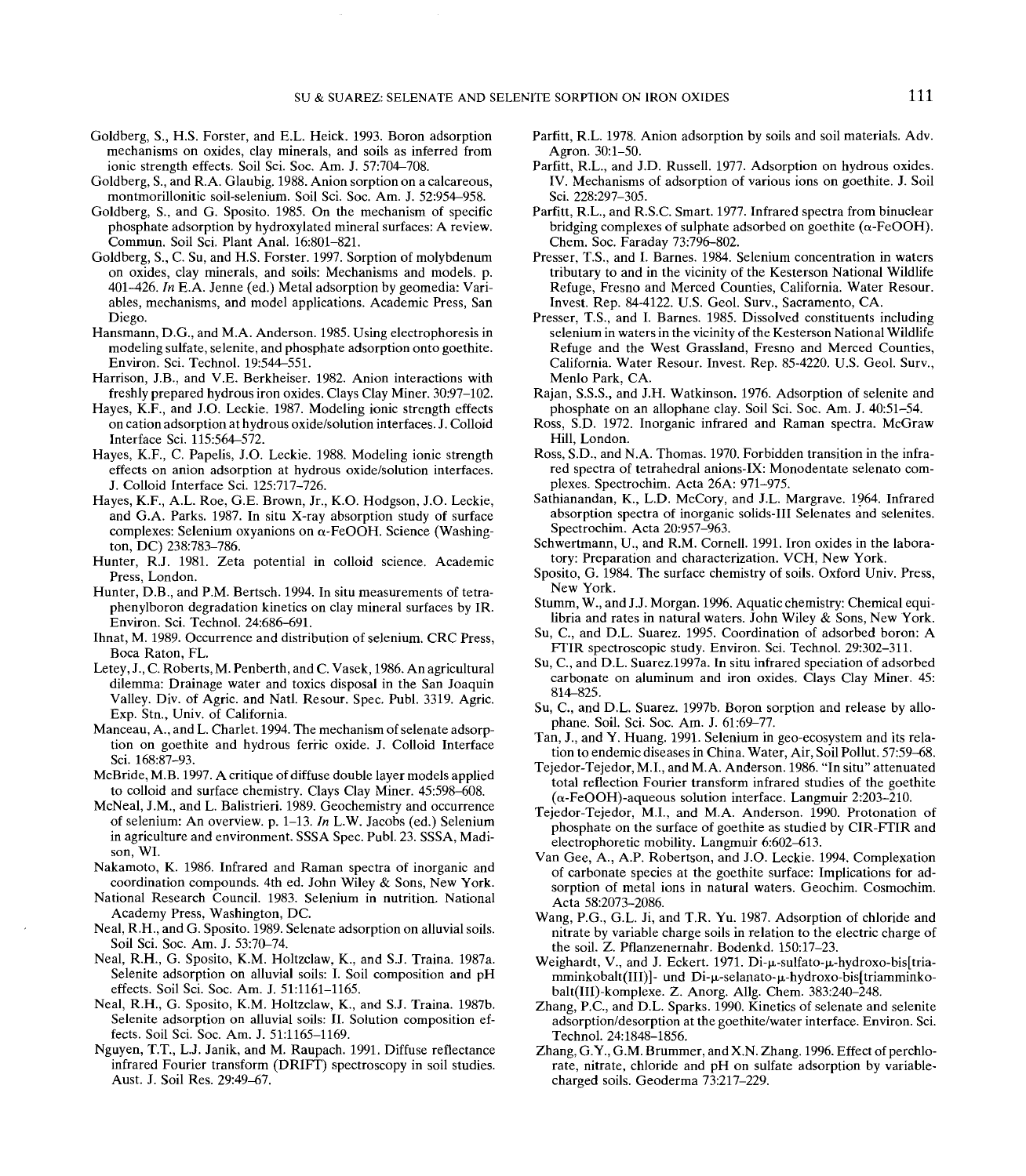Goldberg, S., H.S. Forster, and E.L. Heick. 1993. Boron adsorption mechanisms on oxides, clay minerals, and soils as inferred from ionic strength effects. Soil Sci. Soc. Am. J. 57:704–708.

Goldberg, S., and R.A. Glaubig. 1988. Anion sorption on a calcareous, montmorillonitic soil-selenium. Soil Sci. Soc. Am. J. 52:954–958.

Goldberg, S., and G. Sposito. 1985. On the mechanism of specific phosphate adsorption by hydroxylated mineral surfaces: A review. Commun. Soil Sci. Plant Anal. 16:801–821.

Goldberg, S., C. Su, and H.S. Forster. 1997. Sorption of molybdenum on oxides, clay minerals, and soils: Mechanisms and models. p. 401–426. *In* E.A. Jenne (ed.) Metal adsorption by geomedia: Variables, mechanisms, and model applications. Academic Press, San Diego.

Hansmann, D.G., and M.A. Anderson. 1985. Using electrophoresis in modeling sulfate, selenite, and phosphate adsorption onto goethite. Environ. Sci. Technol. 19:544–551.

Harrison, J.B., and V.E. Berkheiser. 1982. Anion interactions with freshly prepared hydrous iron oxides. Clays Clay Miner. 30:97–102.

Hayes, K.F., and J.O. Leckie. 1987. Modeling ionic strength effects on cation adsorption at hydrous oxide/solution interfaces. J. Colloid Interface Sci. 115:564–572.

Hayes, K.F., C. Papelis, J.O. Leckie. 1988. Modeling ionic strength effects on anion adsorption at hydrous oxide/solution interfaces. J. Colloid Interface Sci. 125:717–726.

Hayes, K.F., A.L. Roe, G.E. Brown, Jr., K.O. Hodgson, J.O. Leckie, and G.A. Parks. 1987. In situ X-ray absorption study of surface complexes: Selenium oxyanions on α-FeOOH. Science (Washington, DC) 238:783–786.

Hunter, R.J. 1981. Zeta potential in colloid science. Academic Press, London.

Hunter, D.B., and P.M. Bertsch. 1994. In situ measurements of tetraphenylboron degradation kinetics on clay mineral surfaces by IR. Environ. Sci. Technol. 24:686–691.

Ihnat, M. 1989. Occurrence and distribution of selenium. CRC Press, Boca Raton, FL.

Letey, J., C. Roberts, M. Penberth, and C. Vasek, 1986. An agricultural dilemma: Drainage water and toxics disposal in the San Joaquin Valley. Div. of Agric. and Natl. Resour. Spec. Publ. 3319. Agric. Exp. Stn., Univ. of California.

Manceau, A., and L. Charlet. 1994. The mechanism of selenate adsorption on goethite and hydrous ferric oxide. J. Colloid Interface Sci. 168:87–93.

McBride, M.B. 1997. A critique of diffuse double layer models applied to colloid and surface chemistry. Clays Clay Miner. 45:598–608.

McNeal, J.M., and L. Balistrieri. 1989. Geochemistry and occurrence of selenium: An overview. p. 1–13. *In* L.W. Jacobs (ed.) Selenium in agriculture and environment. SSSA Spec. Publ. 23. SSSA, Madison, WI.

Nakamoto, K. 1986. Infrared and Raman spectra of inorganic and coordination compounds. 4th ed. John Wiley & Sons, New York.

National Research Council. 1983. Selenium in nutrition. National Academy Press, Washington, DC.

Neal, R.H., and G. Sposito. 1989. Selenate adsorption on alluvial soils. Soil Sci. Soc. Am. J. 53:70–74.

Neal, R.H., G. Sposito, K.M. Holtzclaw, K., and S.J. Traina. 1987a. Selenite adsorption on alluvial soils: I. Soil composition and pH effects. Soil Sci. Soc. Am. J. 51:1161–1165.

Neal, R.H., G. Sposito, K.M. Holtzclaw, K., and S.J. Traina. 1987b. Selenite adsorption on alluvial soils: II. Solution composition effects. Soil Sci. Soc. Am. J. 51:1165–1169.

Nguyen, T.T., L.J. Janik, and M. Raupach. 1991. Diffuse reflectance infrared Fourier transform (DRIFT) spectroscopy in soil studies. Aust. J. Soil Res. 29:49–67.

Parfitt, R.L. 1978. Anion adsorption by soils and soil materials. Adv. Agron. 30:1–50.

Parfitt, R.L., and J.D. Russell. 1977. Adsorption on hydrous oxides. IV. Mechanisms of adsorption of various ions on goethite. J. Soil Sci. 228:297–305.

Parfitt, R.L., and R.S.C. Smart. 1977. Infrared spectra from binuclear bridging complexes of sulphate adsorbed on goethite (α-FeOOH). Chem. Soc. Faraday 73:796–802.

Presser, T.S., and I. Barnes. 1984. Selenium concentration in waters tributary to and in the vicinity of the Kesterson National Wildlife Refuge, Fresno and Merced Counties, California. Water Resour. Invest. Rep. 84-4122. U.S. Geol. Surv., Sacramento, CA.

Presser, T.S., and I. Barnes. 1985. Dissolved constituents including selenium in waters in the vicinity of the Kesterson National Wildlife Refuge and the West Grassland, Fresno and Merced Counties, California. Water Resour. Invest. Rep. 85-4220. U.S. Geol. Surv., Menlo Park, CA.

Rajan, S.S.S., and J.H. Watkinson. 1976. Adsorption of selenite and phosphate on an allophane clay. Soil Sci. Soc. Am. J. 40:51–54.

Ross, S.D. 1972. Inorganic infrared and Raman spectra. McGraw Hill, London.

Ross, S.D., and N.A. Thomas. 1970. Forbidden transition in the infrared spectra of tetrahedral anions-IX: Monodentate selenato complexes. Spectrochim. Acta 26A: 971–975.

Sathianandan, K., L.D. McCory, and J.L. Margrave. 1964. Infrared absorption spectra of inorganic solids-III Selenates and selenites. Spectrochim. Acta 20:957–963.

Schwertmann, U., and R.M. Cornell. 1991. Iron oxides in the laboratory: Preparation and characterization. VCH, New York.

Sposito, G. 1984. The surface chemistry of soils. Oxford Univ. Press, New York.

Stumm, W., and J.J. Morgan. 1996. Aquatic chemistry: Chemical equilibria and rates in natural waters. John Wiley & Sons, New York.

Su, C., and D.L. Suarez. 1995. Coordination of adsorbed boron: A FTIR spectroscopic study. Environ. Sci. Technol. 29:302–311.

Su, C., and D.L. Suarez.1997a. In situ infrared speciation of adsorbed carbonate on aluminum and iron oxides. Clays Clay Miner. 45: 814–825.

Su, C., and D.L. Suarez. 1997b. Boron sorption and release by allophane. Soil. Sci. Soc. Am. J. 61:69–77.

Tan, J., and Y. Huang. 1991. Selenium in geo-ecosystem and its relation to endemic diseases in China. Water, Air, Soil Pollut. 57:59–68.

Tejedor-Tejedor, M.I., and M.A. Anderson. 1986. "In situ" attenuated total reflection Fourier transform infrared studies of the goethite (α-FeOOH)-aqueous solution interface. Langmuir 2:203–210.

Tejedor-Tejedor, M.I., and M.A. Anderson. 1990. Protonation of phosphate on the surface of goethite as studied by CIR-FTIR and electrophoretic mobility. Langmuir 6:602–613.

Van Gee, A., A.P. Robertson, and J.O. Leckie. 1994. Complexation of carbonate species at the goethite surface: Implications for adsorption of metal ions in natural waters. Geochim. Cosmochim. Acta 58:2073–2086.

Wang, P.G., G.L. Ji, and T.R. Yu. 1987. Adsorption of chloride and nitrate by variable charge soils in relation to the electric charge of the soil. Z. Pflanzenernahr. Bodenkd. 150:17–23.

Weighardt, V., and J. Eckert. 1971. Di-μ-sulfato-μ-hydroxo-bis[triamminkobalt(III)]- und Di-μ-selanato-μ-hydroxo-bis[triamminkobalt(III)-komplexe. Z. Anorg. Allg. Chem. 383:240–248.

Zhang, P.C., and D.L. Sparks. 1990. Kinetics of selenate and selenite adsorption/desorption at the goethite/water interface. Environ. Sci. Technol. 24:1848–1856.

Zhang, G.Y., G.M. Brummer, and X.N. Zhang. 1996. Effect of perchlorate, nitrate, chloride and pH on sulfate adsorption by variable-charged soils. Geoderma 73:217–229.